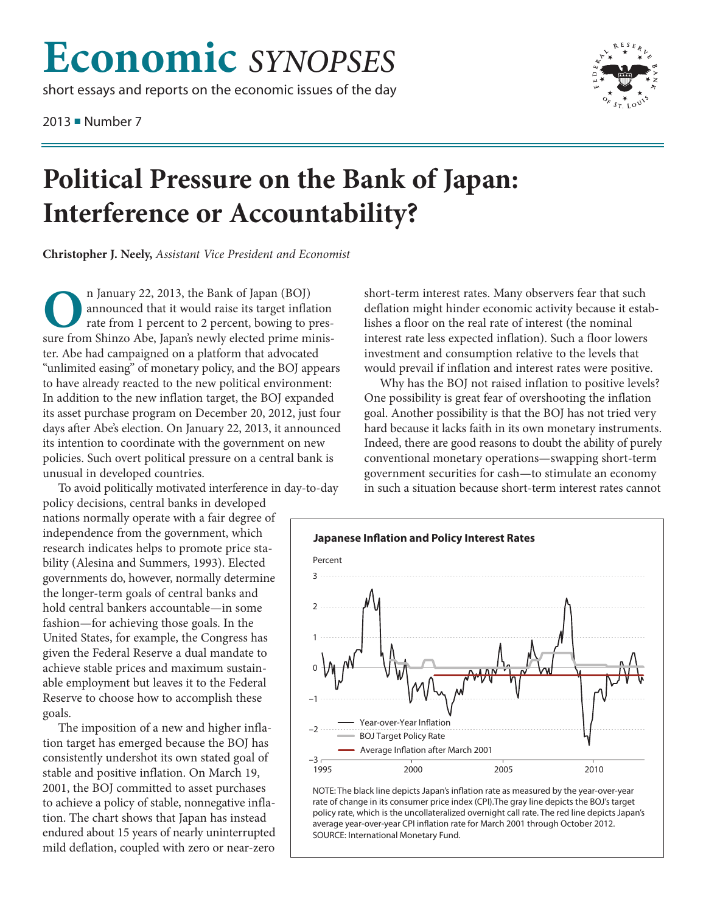# Economic *SYNOPSES*

short essays and reports on the economic issues of the day

2013 ■ Number 7

# Political Pressure on the Bank of Japan: Interference or Accountability?

**Christopher J. Neely,** *Assistant Vice President and Economist*

On January 22, 2013, the Bank of Japan (BOJ) announced that it would raise its target inflation rate from 1 percent to 2 percent, bowing to pressure from Shinzo Abe, Japan's newly elected prime minister. Abe had campaigned on a platform that advocated "unlimited easing" of monetary policy, and the BOJ appears to have already reacted to the new political environment: In addition to the new inflation target, the BOJ expanded its asset purchase program on December 20, 2012, just four days after Abe's election. On January 22, 2013, it announced its intention to coordinate with the government on new policies. Such overt political pressure on a central bank is unusual in developed countries.

To avoid politically motivated interference in day-to-day policy decisions, central banks in developed nations normally operate with a fair degree of independence from the government, which research indicates helps to promote price stability (Alesina and Summers, 1993). Elected governments do, however, normally determine the longer-term goals of central banks and hold central bankers accountable—in some fashion—for achieving those goals. In the United States, for example, the Congress has given the Federal Reserve a dual mandate to achieve stable prices and maximum sustainable employment but leaves it to the Federal Reserve to choose how to accomplish these goals.

The imposition of a new and higher inflation target has emerged because the BOJ has consistently undershot its own stated goal of stable and positive inflation. On March 19, 2001, the BOJ committed to asset purchases to achieve a policy of stable, nonnegative inflation. The chart shows that Japan has instead endured about 15 years of nearly uninterrupted mild deflation, coupled with zero or near-zero short-term interest rates. Many observers fear that such deflation might hinder economic activity because it establishes a floor on the real rate of interest (the nominal interest rate less expected inflation). Such a floor lowers investment and consumption relative to the levels that would prevail if inflation and interest rates were positive.

Why has the BOJ not raised inflation to positive levels? One possibility is great fear of overshooting the inflation goal. Another possibility is that the BOJ has not tried very hard because it lacks faith in its own monetary instruments. Indeed, there are good reasons to doubt the ability of purely conventional monetary operations—swapping short-term government securities for cash—to stimulate an economy in such a situation because short-term interest rates cannot

**Japanese Inflation and Policy Interest Rates**

NOTE: The black line depicts Japan's inflation rate as measured by the year-over-year rate of change in its consumer price index (CPI).The gray line depicts the BOJ's target policy rate, which is the uncollateralized overnight call rate. The red line depicts Japan's average year-over-year CPI inflation rate for March 2001 through October 2012.
SOURCE: International Monetary Fund.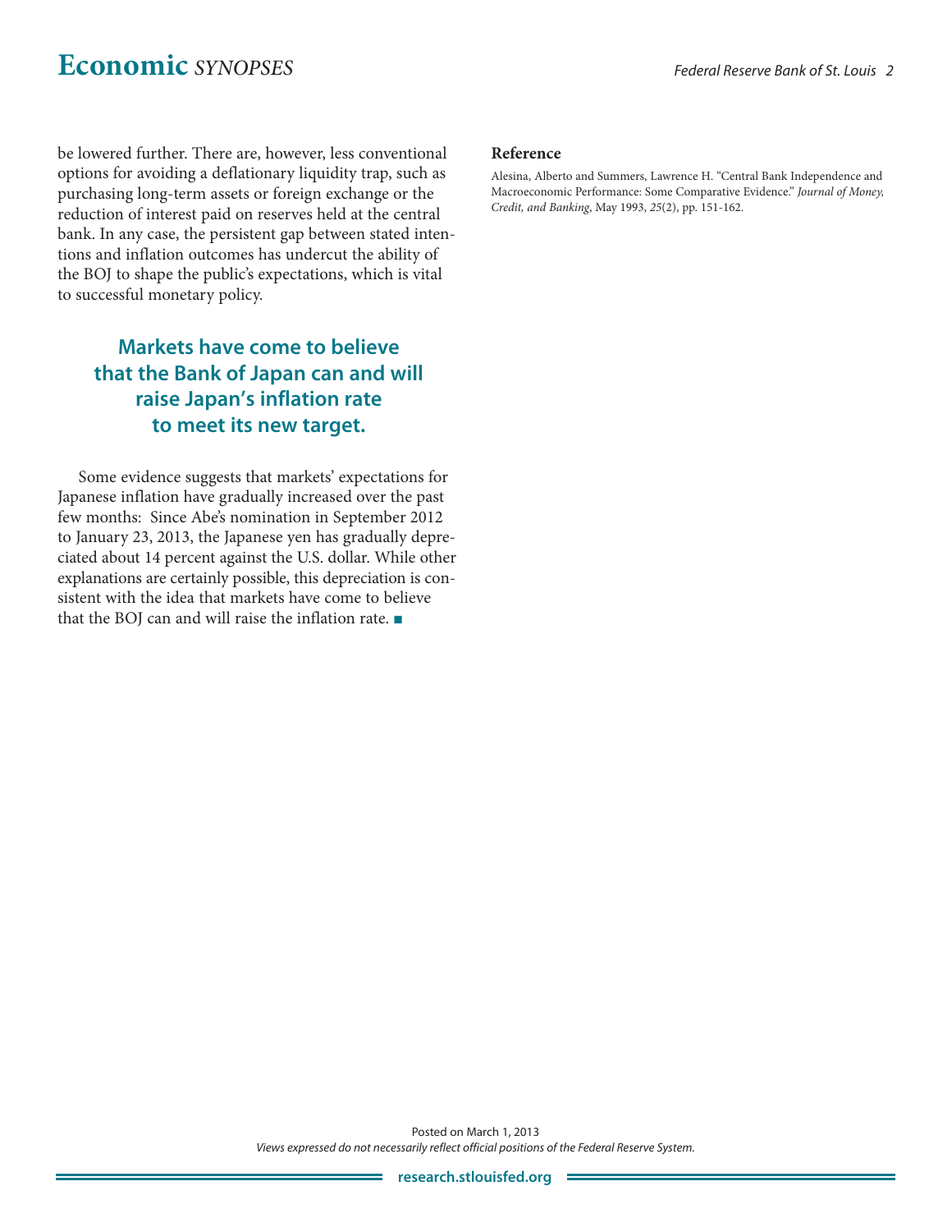be lowered further. There are, however, less conventional options for avoiding a deflationary liquidity trap, such as purchasing long-term assets or foreign exchange or the reduction of interest paid on reserves held at the central bank. In any case, the persistent gap between stated intentions and inflation outcomes has undercut the ability of the BOJ to shape the public's expectations, which is vital to successful monetary policy.

**Markets have come to believe that the Bank of Japan can and will raise Japan's inflation rate to meet its new target.**

Some evidence suggests that markets' expectations for Japanese inflation have gradually increased over the past few months: Since Abe's nomination in September 2012 to January 23, 2013, the Japanese yen has gradually depreciated about 14 percent against the U.S. dollar. While other explanations are certainly possible, this depreciation is consistent with the idea that markets have come to believe that the BOJ can and will raise the inflation rate. ■

## Reference

Alesina, Alberto and Summers, Lawrence H. "Central Bank Independence and Macroeconomic Performance: Some Comparative Evidence." *Journal of Money, Credit, and Banking*, May 1993, *25*(2), pp. 151-162.

Posted on March 1, 2013

*Views expressed do not necessarily reflect official positions of the Federal Reserve System.*